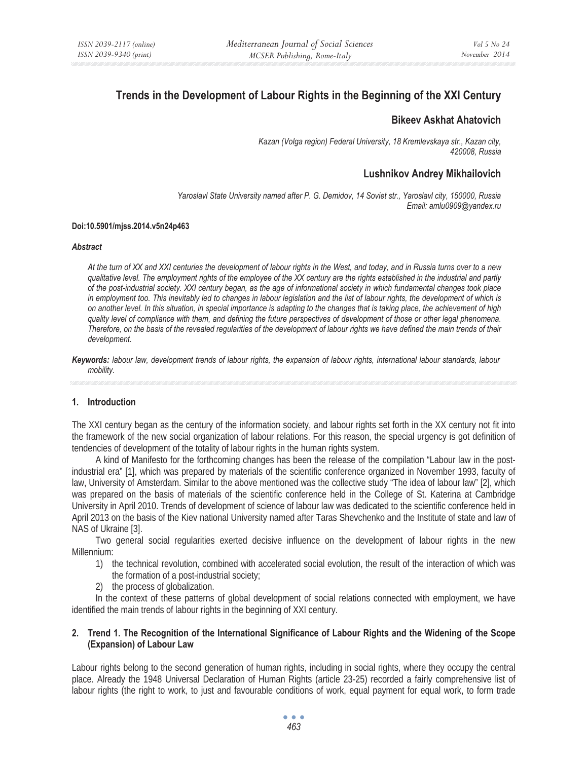# Trends in the Development of Labour Rights in the Beginning of the XXI Century

## Bikeev Askhat Ahatovich

*Kazan (Volga region) Federal University, 18 Kremlevskaya str., Kazan city, 420008, Russia*

## Lushnikov Andrey Mikhailovich

*Yaroslavl State University named after P. G. Demidov, 14 Soviet str., Yaroslavl city, 150000, Russia*
*Email: amlu0909@yandex.ru*

**Doi:10.5901/mjss.2014.v5n24p463**

***Abstract***

*At the turn of XX and XXI centuries the development of labour rights in the West, and today, and in Russia turns over to a new qualitative level. The employment rights of the employee of the XX century are the rights established in the industrial and partly of the post-industrial society. XXI century began, as the age of informational society in which fundamental changes took place in employment too. This inevitably led to changes in labour legislation and the list of labour rights, the development of which is on another level. In this situation, in special importance is adapting to the changes that is taking place, the achievement of high quality level of compliance with them, and defining the future perspectives of development of those or other legal phenomena. Therefore, on the basis of the revealed regularities of the development of labour rights we have defined the main trends of their development.*

***Keywords:*** *labour law, development trends of labour rights, the expansion of labour rights, international labour standards, labour mobility.*

## 1. Introduction

The XXI century began as the century of the information society, and labour rights set forth in the XX century not fit into the framework of the new social organization of labour relations. For this reason, the special urgency is got definition of tendencies of development of the totality of labour rights in the human rights system.

A kind of Manifesto for the forthcoming changes has been the release of the compilation "Labour law in the post-industrial era" [1], which was prepared by materials of the scientific conference organized in November 1993, faculty of law, University of Amsterdam. Similar to the above mentioned was the collective study "The idea of labour law" [2], which was prepared on the basis of materials of the scientific conference held in the College of St. Katerina at Cambridge University in April 2010. Trends of development of science of labour law was dedicated to the scientific conference held in April 2013 on the basis of the Kiev national University named after Taras Shevchenko and the Institute of state and law of NAS of Ukraine [3].

Two general social regularities exerted decisive influence on the development of labour rights in the new Millennium:

1) the technical revolution, combined with accelerated social evolution, the result of the interaction of which was the formation of a post-industrial society;
2) the process of globalization.

In the context of these patterns of global development of social relations connected with employment, we have identified the main trends of labour rights in the beginning of XXI century.

## 2. Trend 1. The Recognition of the International Significance of Labour Rights and the Widening of the Scope (Expansion) of Labour Law

Labour rights belong to the second generation of human rights, including in social rights, where they occupy the central place. Already the 1948 Universal Declaration of Human Rights (article 23-25) recorded a fairly comprehensive list of labour rights (the right to work, to just and favourable conditions of work, equal payment for equal work, to form trade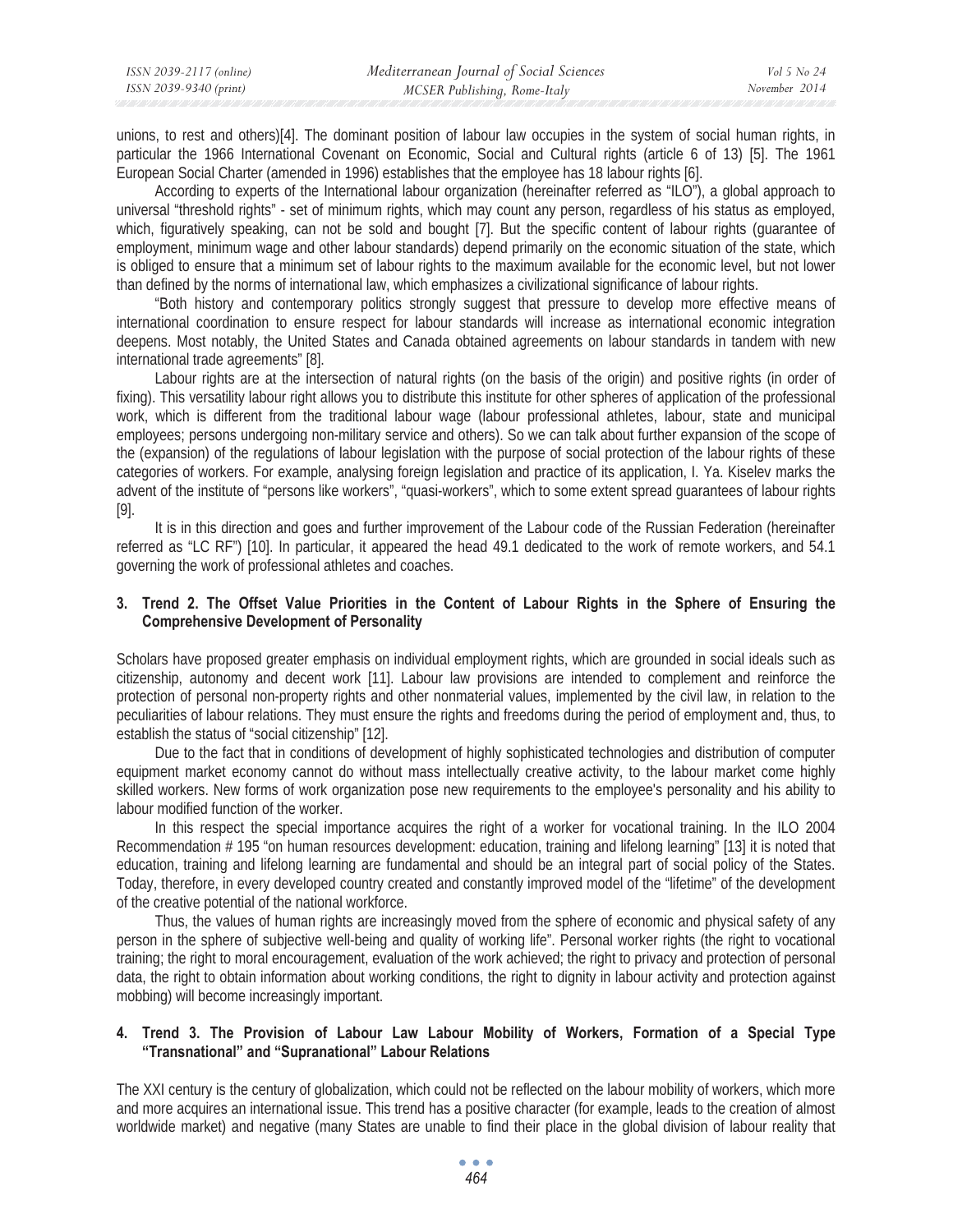unions, to rest and others)[4]. The dominant position of labour law occupies in the system of social human rights, in particular the 1966 International Covenant on Economic, Social and Cultural rights (article 6 of 13) [5]. The 1961 European Social Charter (amended in 1996) establishes that the employee has 18 labour rights [6].

According to experts of the International labour organization (hereinafter referred as "ILO"), a global approach to universal "threshold rights" - set of minimum rights, which may count any person, regardless of his status as employed, which, figuratively speaking, can not be sold and bought [7]. But the specific content of labour rights (guarantee of employment, minimum wage and other labour standards) depend primarily on the economic situation of the state, which is obliged to ensure that a minimum set of labour rights to the maximum available for the economic level, but not lower than defined by the norms of international law, which emphasizes a civilizational significance of labour rights.

"Both history and contemporary politics strongly suggest that pressure to develop more effective means of international coordination to ensure respect for labour standards will increase as international economic integration deepens. Most notably, the United States and Canada obtained agreements on labour standards in tandem with new international trade agreements" [8].

Labour rights are at the intersection of natural rights (on the basis of the origin) and positive rights (in order of fixing). This versatility labour right allows you to distribute this institute for other spheres of application of the professional work, which is different from the traditional labour wage (labour professional athletes, labour, state and municipal employees; persons undergoing non-military service and others). So we can talk about further expansion of the scope of the (expansion) of the regulations of labour legislation with the purpose of social protection of the labour rights of these categories of workers. For example, analysing foreign legislation and practice of its application, I. Ya. Kiselev marks the advent of the institute of "persons like workers", "quasi-workers", which to some extent spread guarantees of labour rights [9].

It is in this direction and goes and further improvement of the Labour code of the Russian Federation (hereinafter referred as "LC RF") [10]. In particular, it appeared the head 49.1 dedicated to the work of remote workers, and 54.1 governing the work of professional athletes and coaches.

## 3. Trend 2. The Offset Value Priorities in the Content of Labour Rights in the Sphere of Ensuring the Comprehensive Development of Personality

Scholars have proposed greater emphasis on individual employment rights, which are grounded in social ideals such as citizenship, autonomy and decent work [11]. Labour law provisions are intended to complement and reinforce the protection of personal non-property rights and other nonmaterial values, implemented by the civil law, in relation to the peculiarities of labour relations. They must ensure the rights and freedoms during the period of employment and, thus, to establish the status of "social citizenship" [12].

Due to the fact that in conditions of development of highly sophisticated technologies and distribution of computer equipment market economy cannot do without mass intellectually creative activity, to the labour market come highly skilled workers. New forms of work organization pose new requirements to the employee's personality and his ability to labour modified function of the worker.

In this respect the special importance acquires the right of a worker for vocational training. In the ILO 2004 Recommendation # 195 "on human resources development: education, training and lifelong learning" [13] it is noted that education, training and lifelong learning are fundamental and should be an integral part of social policy of the States. Today, therefore, in every developed country created and constantly improved model of the "lifetime" of the development of the creative potential of the national workforce.

Thus, the values of human rights are increasingly moved from the sphere of economic and physical safety of any person in the sphere of subjective well-being and quality of working life". Personal worker rights (the right to vocational training; the right to moral encouragement, evaluation of the work achieved; the right to privacy and protection of personal data, the right to obtain information about working conditions, the right to dignity in labour activity and protection against mobbing) will become increasingly important.

## 4. Trend 3. The Provision of Labour Law Labour Mobility of Workers, Formation of a Special Type "Transnational" and "Supranational" Labour Relations

The XXI century is the century of globalization, which could not be reflected on the labour mobility of workers, which more and more acquires an international issue. This trend has a positive character (for example, leads to the creation of almost worldwide market) and negative (many States are unable to find their place in the global division of labour reality that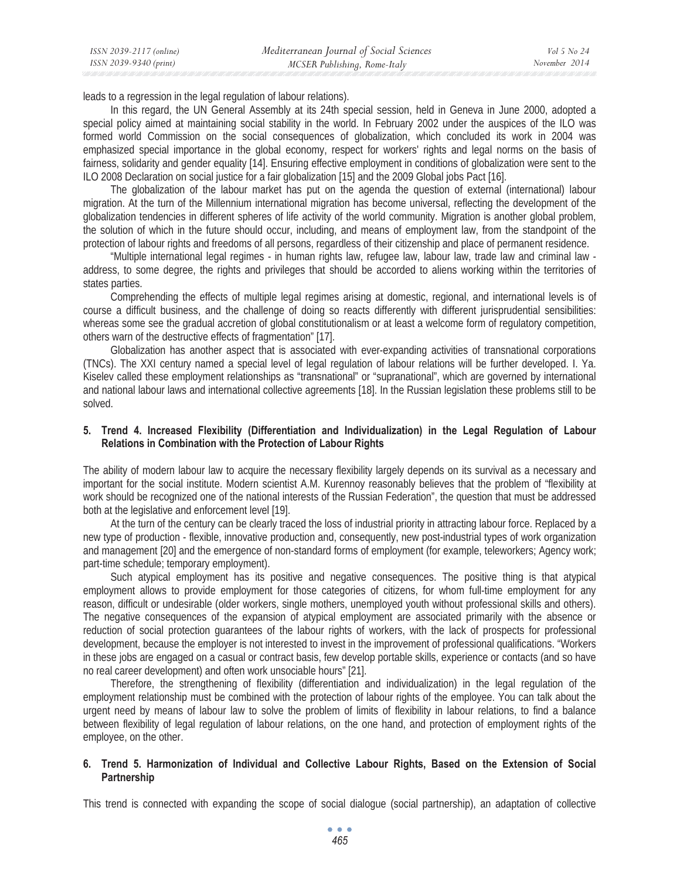leads to a regression in the legal regulation of labour relations).

In this regard, the UN General Assembly at its 24th special session, held in Geneva in June 2000, adopted a special policy aimed at maintaining social stability in the world. In February 2002 under the auspices of the ILO was formed world Commission on the social consequences of globalization, which concluded its work in 2004 was emphasized special importance in the global economy, respect for workers' rights and legal norms on the basis of fairness, solidarity and gender equality [14]. Ensuring effective employment in conditions of globalization were sent to the ILO 2008 Declaration on social justice for a fair globalization [15] and the 2009 Global jobs Pact [16].

The globalization of the labour market has put on the agenda the question of external (international) labour migration. At the turn of the Millennium international migration has become universal, reflecting the development of the globalization tendencies in different spheres of life activity of the world community. Migration is another global problem, the solution of which in the future should occur, including, and means of employment law, from the standpoint of the protection of labour rights and freedoms of all persons, regardless of their citizenship and place of permanent residence.

"Multiple international legal regimes - in human rights law, refugee law, labour law, trade law and criminal law - address, to some degree, the rights and privileges that should be accorded to aliens working within the territories of states parties.

Comprehending the effects of multiple legal regimes arising at domestic, regional, and international levels is of course a difficult business, and the challenge of doing so reacts differently with different jurisprudential sensibilities: whereas some see the gradual accretion of global constitutionalism or at least a welcome form of regulatory competition, others warn of the destructive effects of fragmentation" [17].

Globalization has another aspect that is associated with ever-expanding activities of transnational corporations (TNCs). The XXI century named a special level of legal regulation of labour relations will be further developed. I. Ya. Kiselev called these employment relationships as "transnational" or "supranational", which are governed by international and national labour laws and international collective agreements [18]. In the Russian legislation these problems still to be solved.

## 5. Trend 4. Increased Flexibility (Differentiation and Individualization) in the Legal Regulation of Labour Relations in Combination with the Protection of Labour Rights

The ability of modern labour law to acquire the necessary flexibility largely depends on its survival as a necessary and important for the social institute. Modern scientist A.M. Kurennoy reasonably believes that the problem of "flexibility at work should be recognized one of the national interests of the Russian Federation", the question that must be addressed both at the legislative and enforcement level [19].

At the turn of the century can be clearly traced the loss of industrial priority in attracting labour force. Replaced by a new type of production - flexible, innovative production and, consequently, new post-industrial types of work organization and management [20] and the emergence of non-standard forms of employment (for example, teleworkers; Agency work; part-time schedule; temporary employment).

Such atypical employment has its positive and negative consequences. The positive thing is that atypical employment allows to provide employment for those categories of citizens, for whom full-time employment for any reason, difficult or undesirable (older workers, single mothers, unemployed youth without professional skills and others). The negative consequences of the expansion of atypical employment are associated primarily with the absence or reduction of social protection guarantees of the labour rights of workers, with the lack of prospects for professional development, because the employer is not interested to invest in the improvement of professional qualifications. "Workers in these jobs are engaged on a casual or contract basis, few develop portable skills, experience or contacts (and so have no real career development) and often work unsociable hours" [21].

Therefore, the strengthening of flexibility (differentiation and individualization) in the legal regulation of the employment relationship must be combined with the protection of labour rights of the employee. You can talk about the urgent need by means of labour law to solve the problem of limits of flexibility in labour relations, to find a balance between flexibility of legal regulation of labour relations, on the one hand, and protection of employment rights of the employee, on the other.

## 6. Trend 5. Harmonization of Individual and Collective Labour Rights, Based on the Extension of Social Partnership

This trend is connected with expanding the scope of social dialogue (social partnership), an adaptation of collective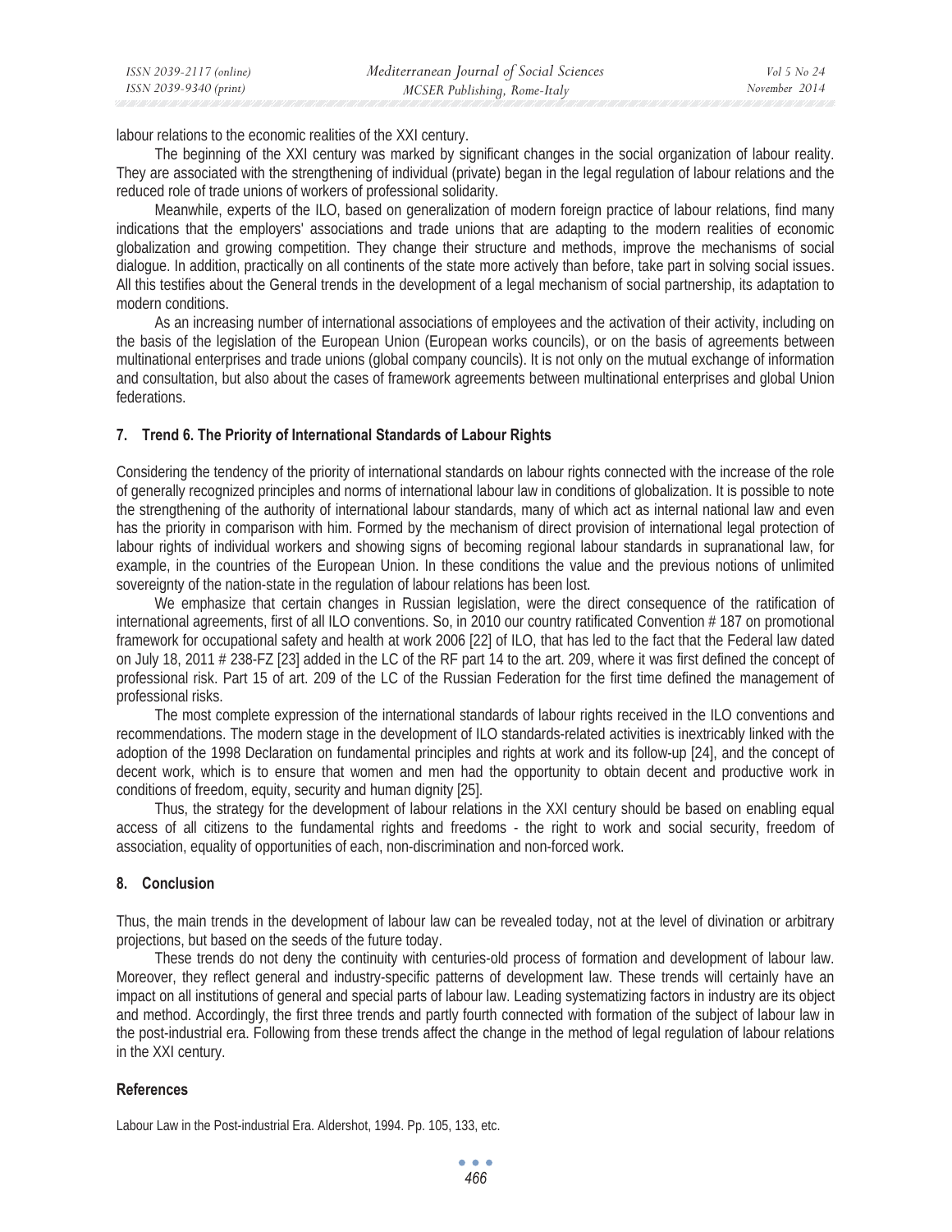labour relations to the economic realities of the XXI century.

The beginning of the XXI century was marked by significant changes in the social organization of labour reality. They are associated with the strengthening of individual (private) began in the legal regulation of labour relations and the reduced role of trade unions of workers of professional solidarity.

Meanwhile, experts of the ILO, based on generalization of modern foreign practice of labour relations, find many indications that the employers' associations and trade unions that are adapting to the modern realities of economic globalization and growing competition. They change their structure and methods, improve the mechanisms of social dialogue. In addition, practically on all continents of the state more actively than before, take part in solving social issues. All this testifies about the General trends in the development of a legal mechanism of social partnership, its adaptation to modern conditions.

As an increasing number of international associations of employees and the activation of their activity, including on the basis of the legislation of the European Union (European works councils), or on the basis of agreements between multinational enterprises and trade unions (global company councils). It is not only on the mutual exchange of information and consultation, but also about the cases of framework agreements between multinational enterprises and global Union federations.

## 7. Trend 6. The Priority of International Standards of Labour Rights

Considering the tendency of the priority of international standards on labour rights connected with the increase of the role of generally recognized principles and norms of international labour law in conditions of globalization. It is possible to note the strengthening of the authority of international labour standards, many of which act as internal national law and even has the priority in comparison with him. Formed by the mechanism of direct provision of international legal protection of labour rights of individual workers and showing signs of becoming regional labour standards in supranational law, for example, in the countries of the European Union. In these conditions the value and the previous notions of unlimited sovereignty of the nation-state in the regulation of labour relations has been lost.

We emphasize that certain changes in Russian legislation, were the direct consequence of the ratification of international agreements, first of all ILO conventions. So, in 2010 our country ratificated Convention # 187 on promotional framework for occupational safety and health at work 2006 [22] of ILO, that has led to the fact that the Federal law dated on July 18, 2011 # 238-FZ [23] added in the LC of the RF part 14 to the art. 209, where it was first defined the concept of professional risk. Part 15 of art. 209 of the LC of the Russian Federation for the first time defined the management of professional risks.

The most complete expression of the international standards of labour rights received in the ILO conventions and recommendations. The modern stage in the development of ILO standards-related activities is inextricably linked with the adoption of the 1998 Declaration on fundamental principles and rights at work and its follow-up [24], and the concept of decent work, which is to ensure that women and men had the opportunity to obtain decent and productive work in conditions of freedom, equity, security and human dignity [25].

Thus, the strategy for the development of labour relations in the XXI century should be based on enabling equal access of all citizens to the fundamental rights and freedoms - the right to work and social security, freedom of association, equality of opportunities of each, non-discrimination and non-forced work.

## 8. Conclusion

Thus, the main trends in the development of labour law can be revealed today, not at the level of divination or arbitrary projections, but based on the seeds of the future today.

These trends do not deny the continuity with centuries-old process of formation and development of labour law. Moreover, they reflect general and industry-specific patterns of development law. These trends will certainly have an impact on all institutions of general and special parts of labour law. Leading systematizing factors in industry are its object and method. Accordingly, the first three trends and partly fourth connected with formation of the subject of labour law in the post-industrial era. Following from these trends affect the change in the method of legal regulation of labour relations in the XXI century.

## References

Labour Law in the Post-industrial Era. Aldershot, 1994. Pp. 105, 133, etc.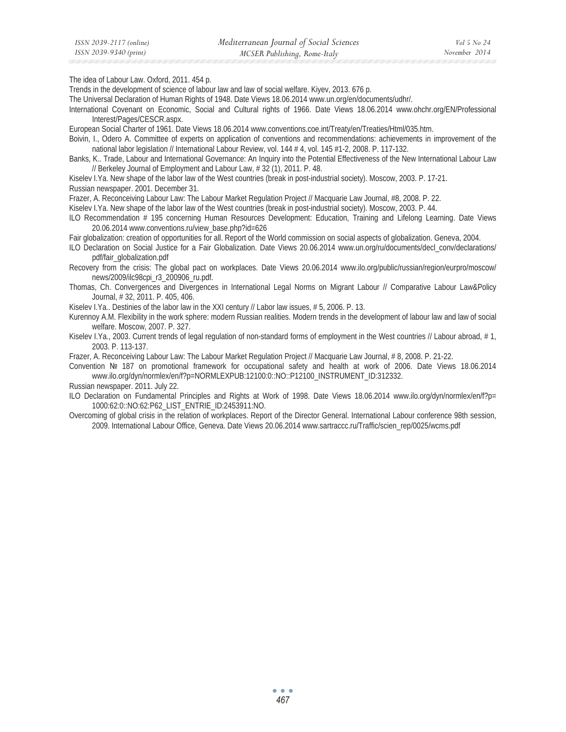The idea of Labour Law. Oxford, 2011. 454 p.

Trends in the development of science of labour law and law of social welfare. Kiyev, 2013. 676 p.

The Universal Declaration of Human Rights of 1948. Date Views 18.06.2014 www.un.org/en/documents/udhr/.

International Covenant on Economic, Social and Cultural rights of 1966. Date Views 18.06.2014 www.ohchr.org/EN/Professional Interest/Pages/CESCR.aspx.

European Social Charter of 1961. Date Views 18.06.2014 www.conventions.coe.int/Treaty/en/Treaties/Html/035.htm.

Boivin, I., Odero A. Committee of experts on application of conventions and recommendations: achievements in improvement of the national labor legislation // International Labour Review, vol. 144 # 4, vol. 145 #1-2, 2008. P. 117-132.

Banks, K.. Trade, Labour and International Governance: An Inquiry into the Potential Effectiveness of the New International Labour Law // Berkeley Journal of Employment and Labour Law, # 32 (1), 2011. P. 48.

Kiselev I.Ya. New shape of the labor law of the West countries (break in post-industrial society). Moscow, 2003. P. 17-21.

Russian newspaper. 2001. December 31.

Frazer, A. Reconceiving Labour Law: The Labour Market Regulation Project // Macquarie Law Journal, #8, 2008. P. 22.

Kiselev I.Ya. New shape of the labor law of the West countries (break in post-industrial society). Moscow, 2003. P. 44.

ILO Recommendation # 195 concerning Human Resources Development: Education, Training and Lifelong Learning. Date Views 20.06.2014 www.conventions.ru/view_base.php?id=626

Fair globalization: creation of opportunities for all. Report of the World commission on social aspects of globalization. Geneva, 2004.

ILO Declaration on Social Justice for a Fair Globalization. Date Views 20.06.2014 www.un.org/ru/documents/decl_conv/declarations/pdf/fair_globalization.pdf

Recovery from the crisis: The global pact on workplaces. Date Views 20.06.2014 www.ilo.org/public/russian/region/eurpro/moscow/news/2009/ilc98cpi_r3_200906_ru.pdf.

Thomas, Ch. Convergences and Divergences in International Legal Norms on Migrant Labour // Comparative Labour Law&Policy Journal, # 32, 2011. P. 405, 406.

Kiselev I.Ya.. Destinies of the labor law in the XXI century // Labor law issues, # 5, 2006. P. 13.

Kurennoy A.M. Flexibility in the work sphere: modern Russian realities. Modern trends in the development of labour law and law of social welfare. Moscow, 2007. P. 327.

Kiselev I.Ya., 2003. Current trends of legal regulation of non-standard forms of employment in the West countries // Labour abroad, # 1, 2003. P. 113-137.

Frazer, A. Reconceiving Labour Law: The Labour Market Regulation Project // Macquarie Law Journal, # 8, 2008. P. 21-22.

Convention № 187 on promotional framework for occupational safety and health at work of 2006. Date Views 18.06.2014 www.ilo.org/dyn/normlex/en/f?p=NORMLEXPUB:12100:0::NO::P12100_INSTRUMENT_ID:312332.

Russian newspaper. 2011. July 22.

ILO Declaration on Fundamental Principles and Rights at Work of 1998. Date Views 18.06.2014 www.ilo.org/dyn/normlex/en/f?p=1000:62:0::NO:62:P62_LIST_ENTRIE_ID:2453911:NO.

Overcoming of global crisis in the relation of workplaces. Report of the Director General. International Labour conference 98th session, 2009. International Labour Office, Geneva. Date Views 20.06.2014 www.sartraccc.ru/Traffic/scien_rep/0025/wcms.pdf